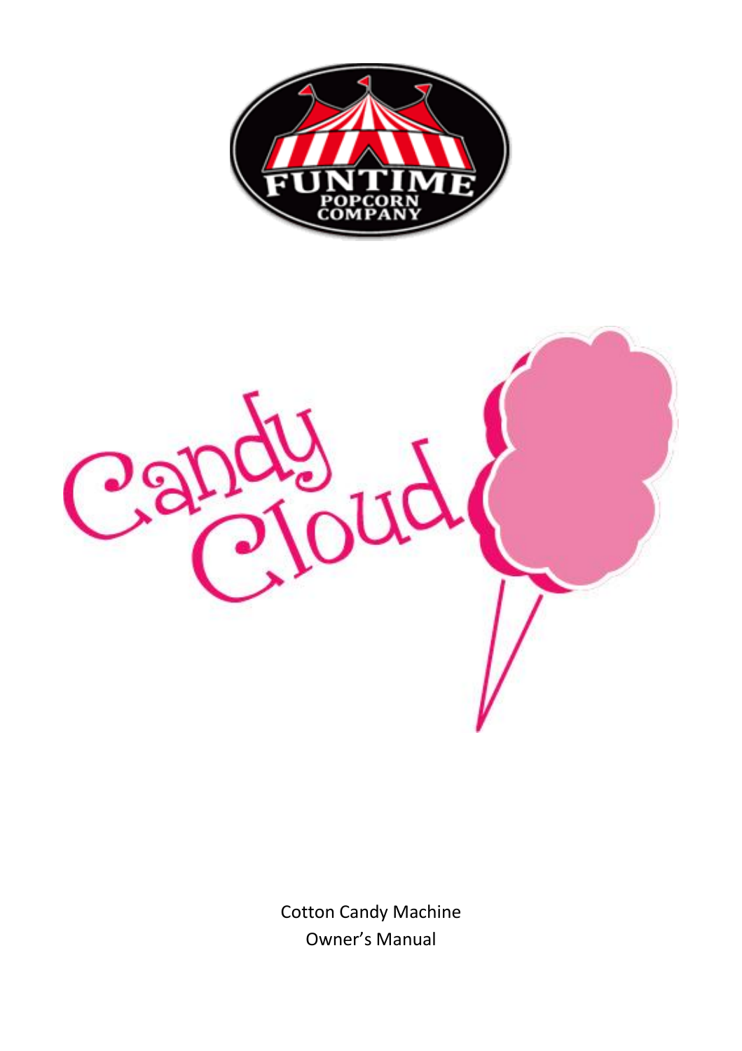FUNTIME POPCORN COMPANY

# Candy Cloud

Cotton Candy Machine
Owner's Manual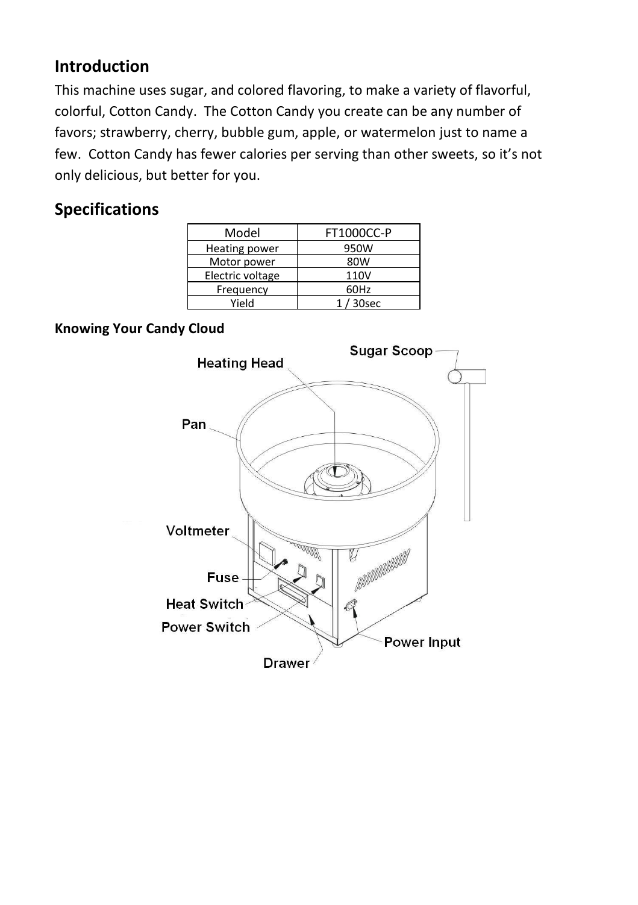## Introduction

This machine uses sugar, and colored flavoring, to make a variety of flavorful, colorful, Cotton Candy. The Cotton Candy you create can be any number of favors; strawberry, cherry, bubble gum, apple, or watermelon just to name a few. Cotton Candy has fewer calories per serving than other sweets, so it's not only delicious, but better for you.

## Specifications

| Model | FT1000CC-P |
|---|---|
| Heating power | 950W |
| Motor power | 80W |
| Electric voltage | 110V |
| Frequency | 60Hz |
| Yield | 1 / 30sec |

### Knowing Your Candy Cloud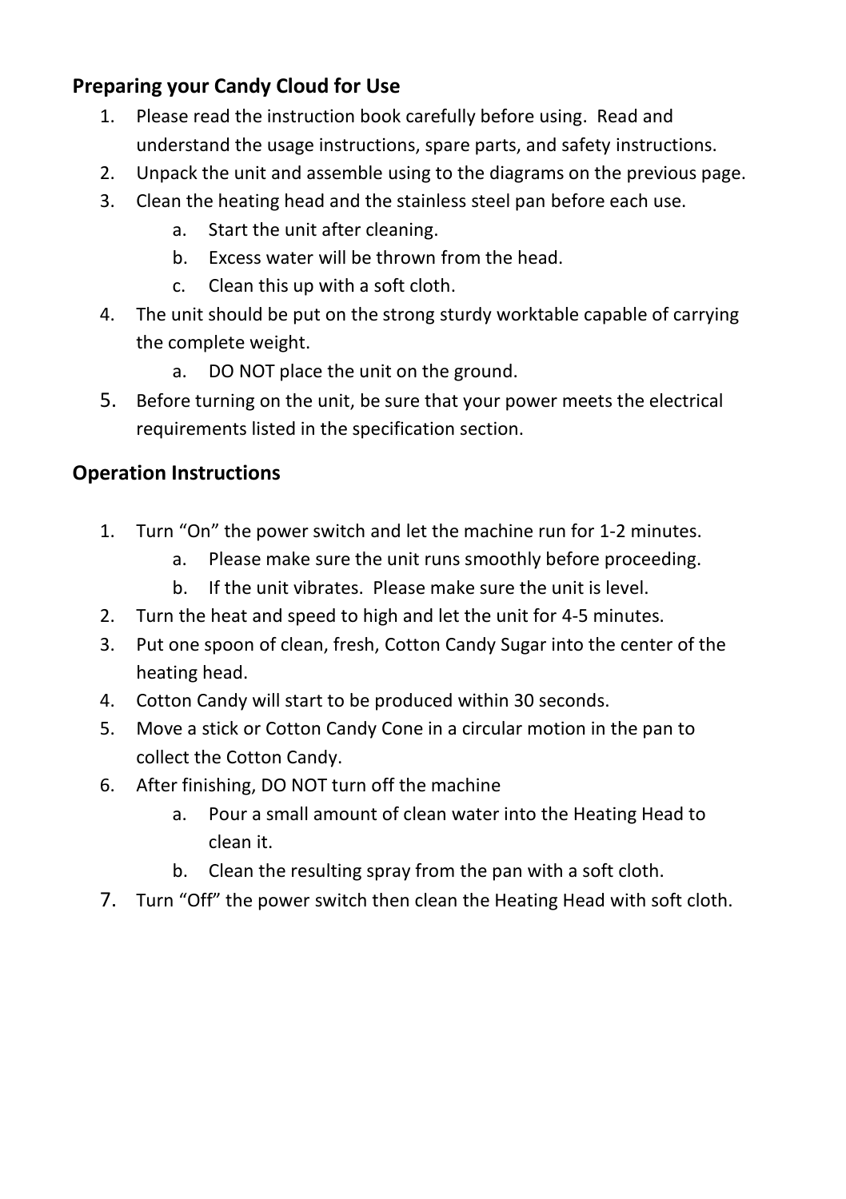## Preparing your Candy Cloud for Use

1. Please read the instruction book carefully before using. Read and understand the usage instructions, spare parts, and safety instructions.
2. Unpack the unit and assemble using to the diagrams on the previous page.
3. Clean the heating head and the stainless steel pan before each use.
    a. Start the unit after cleaning.
    b. Excess water will be thrown from the head.
    c. Clean this up with a soft cloth.
4. The unit should be put on the strong sturdy worktable capable of carrying the complete weight.
    a. DO NOT place the unit on the ground.
5. Before turning on the unit, be sure that your power meets the electrical requirements listed in the specification section.

## Operation Instructions

1. Turn “On” the power switch and let the machine run for 1-2 minutes.
    a. Please make sure the unit runs smoothly before proceeding.
    b. If the unit vibrates. Please make sure the unit is level.
2. Turn the heat and speed to high and let the unit for 4-5 minutes.
3. Put one spoon of clean, fresh, Cotton Candy Sugar into the center of the heating head.
4. Cotton Candy will start to be produced within 30 seconds.
5. Move a stick or Cotton Candy Cone in a circular motion in the pan to collect the Cotton Candy.
6. After finishing, DO NOT turn off the machine
    a. Pour a small amount of clean water into the Heating Head to clean it.
    b. Clean the resulting spray from the pan with a soft cloth.
7. Turn “Off” the power switch then clean the Heating Head with soft cloth.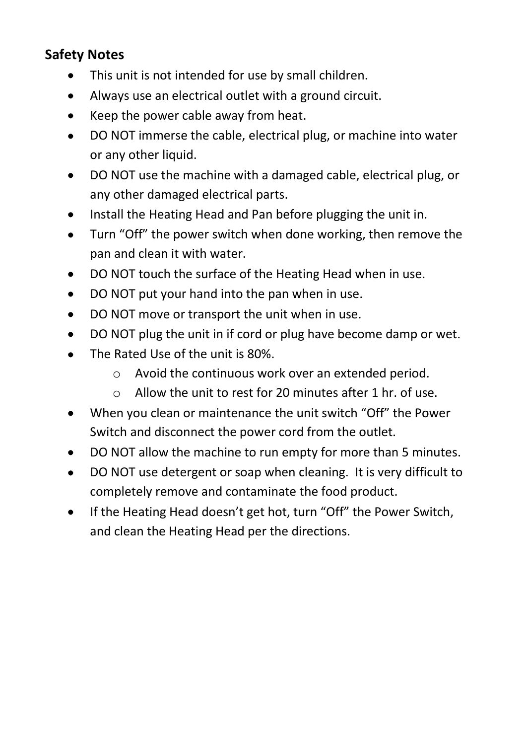## Safety Notes

- This unit is not intended for use by small children.
- Always use an electrical outlet with a ground circuit.
- Keep the power cable away from heat.
- DO NOT immerse the cable, electrical plug, or machine into water or any other liquid.
- DO NOT use the machine with a damaged cable, electrical plug, or any other damaged electrical parts.
- Install the Heating Head and Pan before plugging the unit in.
- Turn “Off” the power switch when done working, then remove the pan and clean it with water.
- DO NOT touch the surface of the Heating Head when in use.
- DO NOT put your hand into the pan when in use.
- DO NOT move or transport the unit when in use.
- DO NOT plug the unit in if cord or plug have become damp or wet.
- The Rated Use of the unit is 80%.
  - Avoid the continuous work over an extended period.
  - Allow the unit to rest for 20 minutes after 1 hr. of use.
- When you clean or maintenance the unit switch “Off” the Power Switch and disconnect the power cord from the outlet.
- DO NOT allow the machine to run empty for more than 5 minutes.
- DO NOT use detergent or soap when cleaning. It is very difficult to completely remove and contaminate the food product.
- If the Heating Head doesn’t get hot, turn “Off” the Power Switch, and clean the Heating Head per the directions.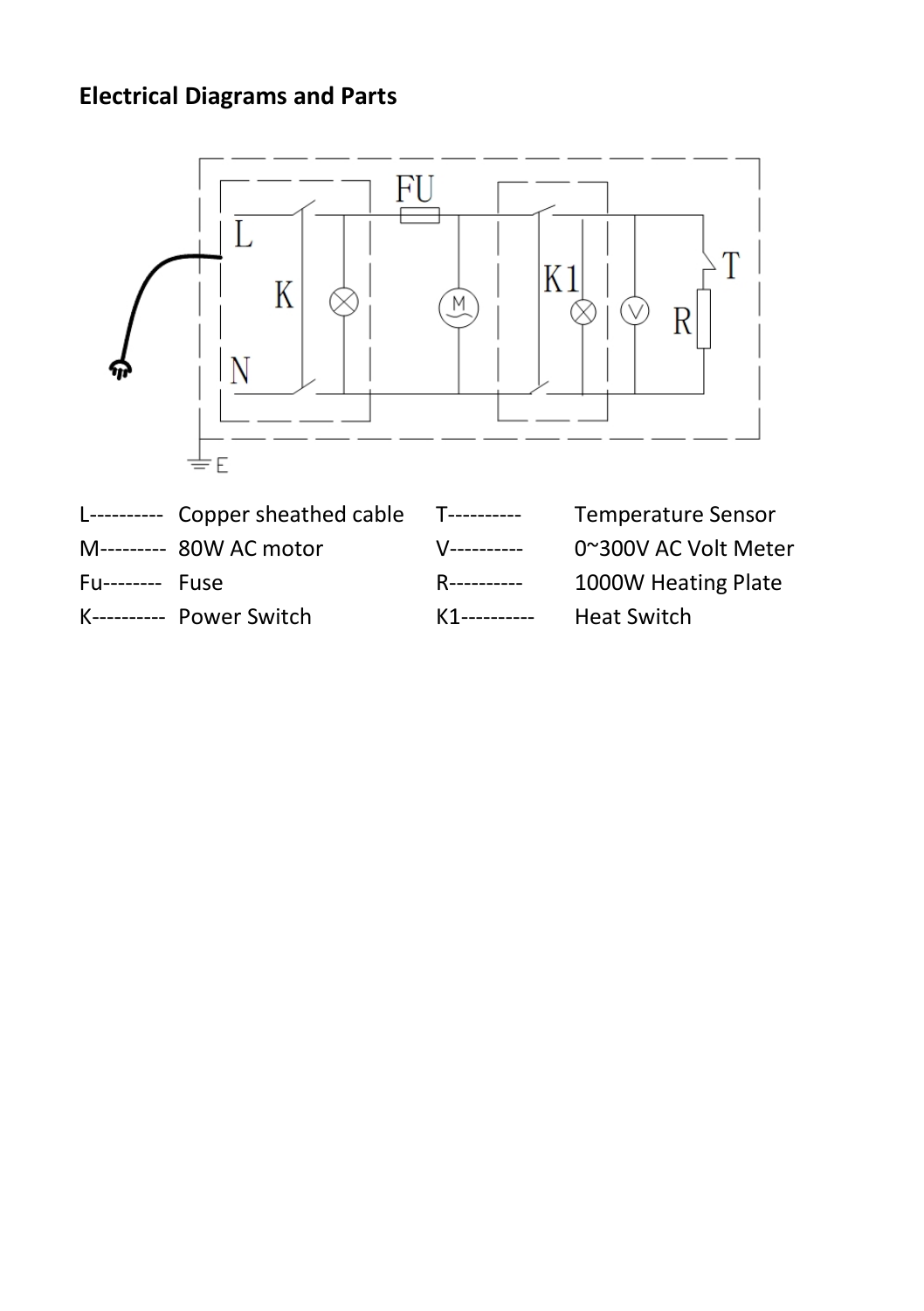## Electrical Diagrams and Parts

FU

L

K

N

K1

T

R

E

| | | | |
|---|---|---|---|
| L---------- | Copper sheathed cable | T---------- | Temperature Sensor |
| M--------- | 80W AC motor | V---------- | 0~300V AC Volt Meter |
| Fu-------- | Fuse | R---------- | 1000W Heating Plate |
| K---------- | Power Switch | K1---------- | Heat Switch |